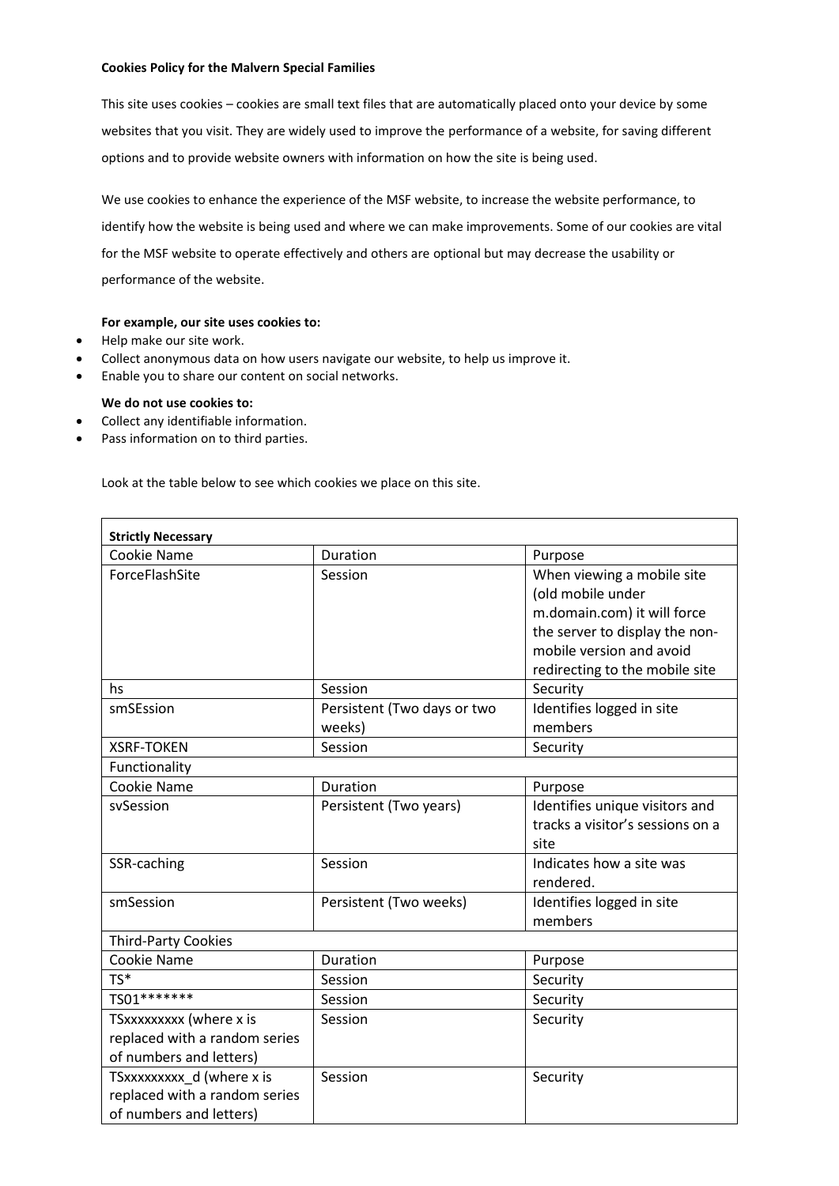**Cookies Policy for the Malvern Special Families**

This site uses cookies – cookies are small text files that are automatically placed onto your device by some websites that you visit. They are widely used to improve the performance of a website, for saving different options and to provide website owners with information on how the site is being used.

We use cookies to enhance the experience of the MSF website, to increase the website performance, to identify how the website is being used and where we can make improvements. Some of our cookies are vital for the MSF website to operate effectively and others are optional but may decrease the usability or performance of the website.

**For example, our site uses cookies to:**

- Help make our site work.
- Collect anonymous data on how users navigate our website, to help us improve it.
- Enable you to share our content on social networks.

**We do not use cookies to:**

- Collect any identifiable information.
- Pass information on to third parties.

Look at the table below to see which cookies we place on this site.

| **Strictly Necessary** | | |
|---|---|---|
| Cookie Name | Duration | Purpose |
| ForceFlashSite | Session | When viewing a mobile site (old mobile under m.domain.com) it will force the server to display the non-mobile version and avoid redirecting to the mobile site |
| hs | Session | Security |
| smSEssion | Persistent (Two days or two weeks) | Identifies logged in site members |
| XSRF-TOKEN | Session | Security |
| Functionality | | |
| Cookie Name | Duration | Purpose |
| svSession | Persistent (Two years) | Identifies unique visitors and tracks a visitor's sessions on a site |
| SSR-caching | Session | Indicates how a site was rendered. |
| smSession | Persistent (Two weeks) | Identifies logged in site members |
| Third-Party Cookies | | |
| Cookie Name | Duration | Purpose |
| TS* | Session | Security |
| TS01******* | Session | Security |
| TSxxxxxxxxx (where x is replaced with a random series of numbers and letters) | Session | Security |
| TSxxxxxxxxx_d (where x is replaced with a random series of numbers and letters) | Session | Security |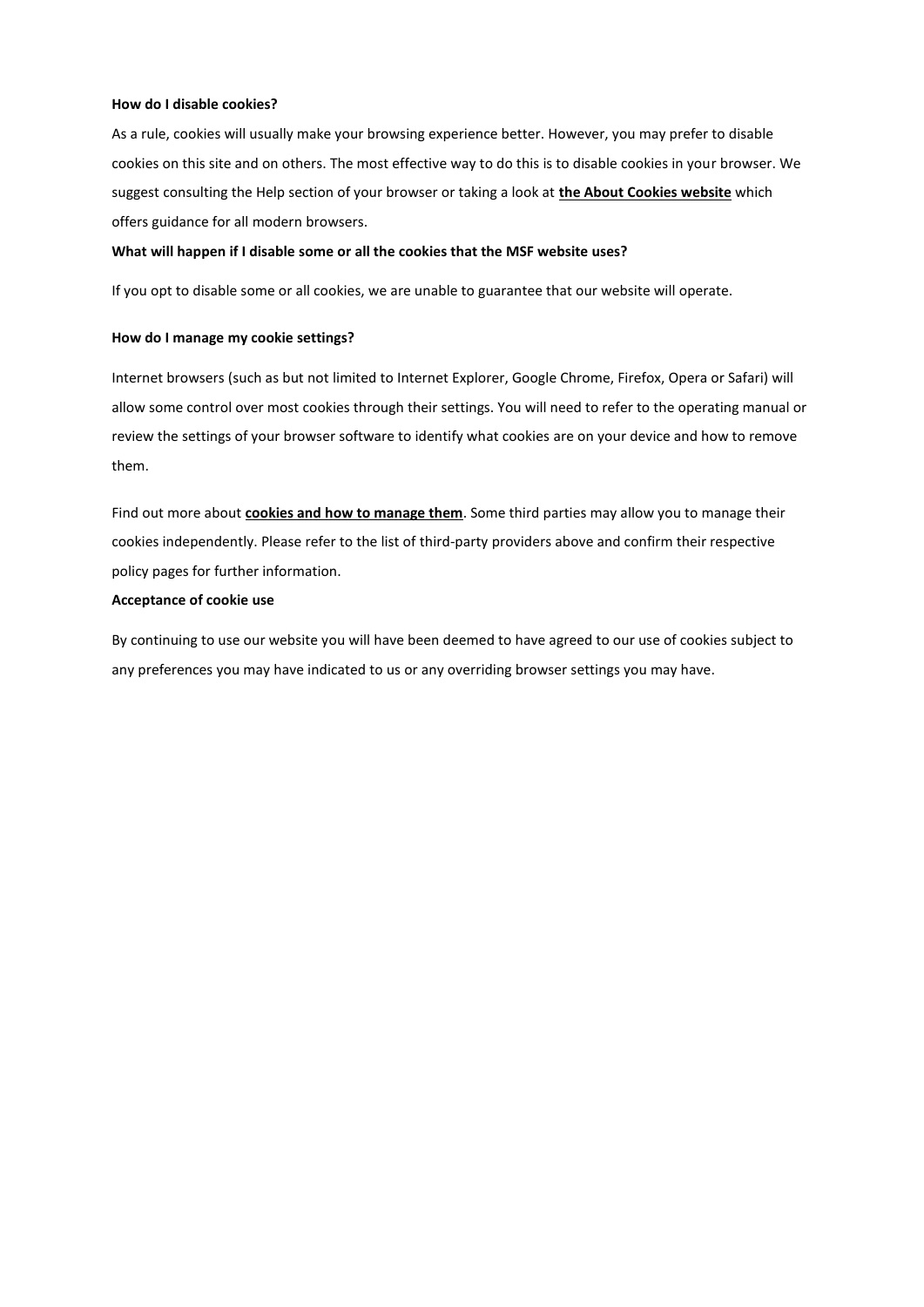**How do I disable cookies?**

As a rule, cookies will usually make your browsing experience better. However, you may prefer to disable cookies on this site and on others. The most effective way to do this is to disable cookies in your browser. We suggest consulting the Help section of your browser or taking a look at **the About Cookies website** which offers guidance for all modern browsers.

**What will happen if I disable some or all the cookies that the MSF website uses?**

If you opt to disable some or all cookies, we are unable to guarantee that our website will operate.

**How do I manage my cookie settings?**

Internet browsers (such as but not limited to Internet Explorer, Google Chrome, Firefox, Opera or Safari) will allow some control over most cookies through their settings. You will need to refer to the operating manual or review the settings of your browser software to identify what cookies are on your device and how to remove them.

Find out more about **cookies and how to manage them**. Some third parties may allow you to manage their cookies independently. Please refer to the list of third-party providers above and confirm their respective policy pages for further information.

**Acceptance of cookie use**

By continuing to use our website you will have been deemed to have agreed to our use of cookies subject to any preferences you may have indicated to us or any overriding browser settings you may have.